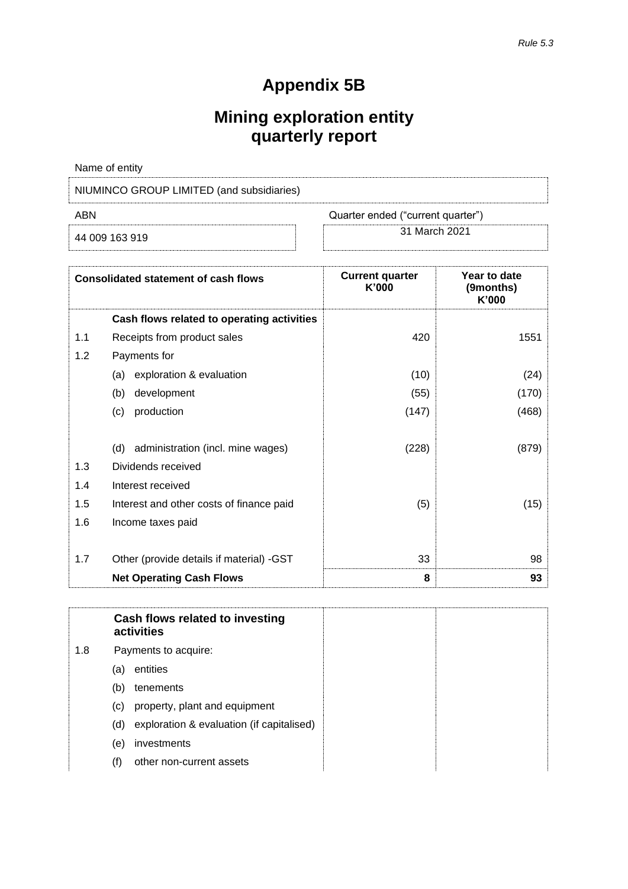*Rule 5.3*

# Appendix 5B

## Mining exploration entity quarterly report

Name of entity

NIUMINCO GROUP LIMITED (and subsidiaries)

| ABN | Quarter ended ("current quarter") |
|---|---|
| 44 009 163 919 | 31 March 2021 |

| | Consolidated statement of cash flows | Current quarter K'000 | Year to date (9months) K'000 |
|---|---|---|---|
| | **Cash flows related to operating activities** | | |
| 1.1 | Receipts from product sales | 420 | 1551 |
| 1.2 | Payments for | | |
| | (a) exploration & evaluation | (10) | (24) |
| | (b) development | (55) | (170) |
| | (c) production | (147) | (468) |
| | (d) administration (incl. mine wages) | (228) | (879) |
| 1.3 | Dividends received | | |
| 1.4 | Interest received | | |
| 1.5 | Interest and other costs of finance paid | (5) | (15) |
| 1.6 | Income taxes paid | | |
| 1.7 | Other (provide details if material) -GST | 33 | 98 |
| | **Net Operating Cash Flows** | **8** | **93** |

| | | | |
|---|---|---|---|
| | **Cash flows related to investing activities** | | |
| 1.8 | Payments to acquire: | | |
| | (a) entities | | |
| | (b) tenements | | |
| | (c) property, plant and equipment | | |
| | (d) exploration & evaluation (if capitalised) | | |
| | (e) investments | | |
| | (f) other non-current assets | | |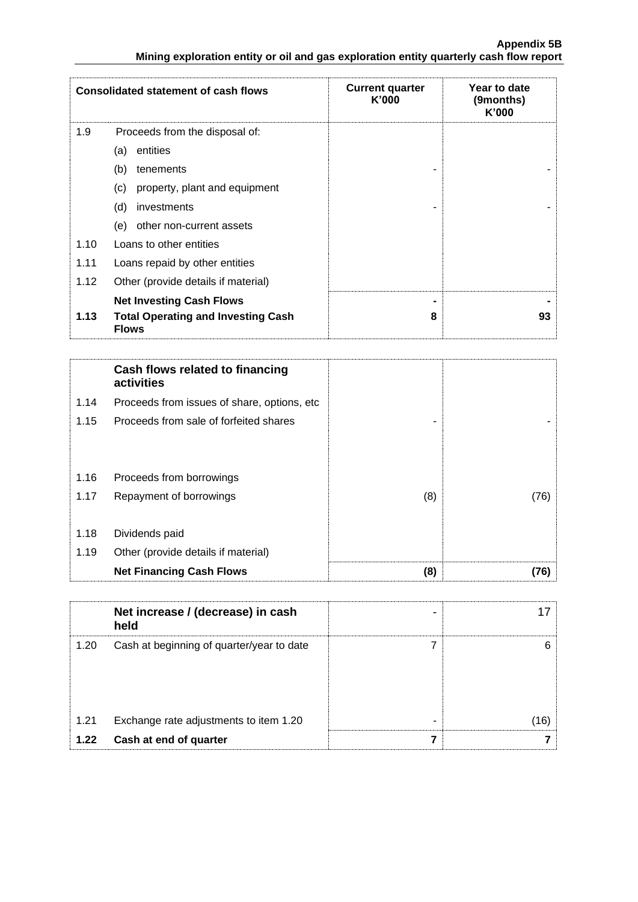**Appendix 5B**
**Mining exploration entity or oil and gas exploration entity quarterly cash flow report**

| Consolidated statement of cash flows | | Current quarter K'000 | Year to date (9months) K'000 |
|---|---|---|---|
| 1.9 | Proceeds from the disposal of: | | |
| | (a) entities | | |
| | (b) tenements | - | - |
| | (c) property, plant and equipment | | |
| | (d) investments | - | - |
| | (e) other non-current assets | | |
| 1.10 | Loans to other entities | | |
| 1.11 | Loans repaid by other entities | | |
| 1.12 | Other (provide details if material) | | |
| | **Net Investing Cash Flows** | **-** | **-** |
| **1.13** | **Total Operating and Investing Cash Flows** | **8** | **93** |

| | Cash flows related to financing activities | | |
|---|---|---|---|
| 1.14 | Proceeds from issues of share, options, etc | | |
| 1.15 | Proceeds from sale of forfeited shares | - | - |
| 1.16 | Proceeds from borrowings | | |
| 1.17 | Repayment of borrowings | (8) | (76) |
| 1.18 | Dividends paid | | |
| 1.19 | Other (provide details if material) | | |
| | **Net Financing Cash Flows** | **(8)** | **(76)** |

| | Net increase / (decrease) in cash held | - | 17 |
|---|---|---|---|
| 1.20 | Cash at beginning of quarter/year to date | 7 | 6 |
| 1.21 | Exchange rate adjustments to item 1.20 | - | (16) |
| **1.22** | **Cash at end of quarter** | **7** | **7** |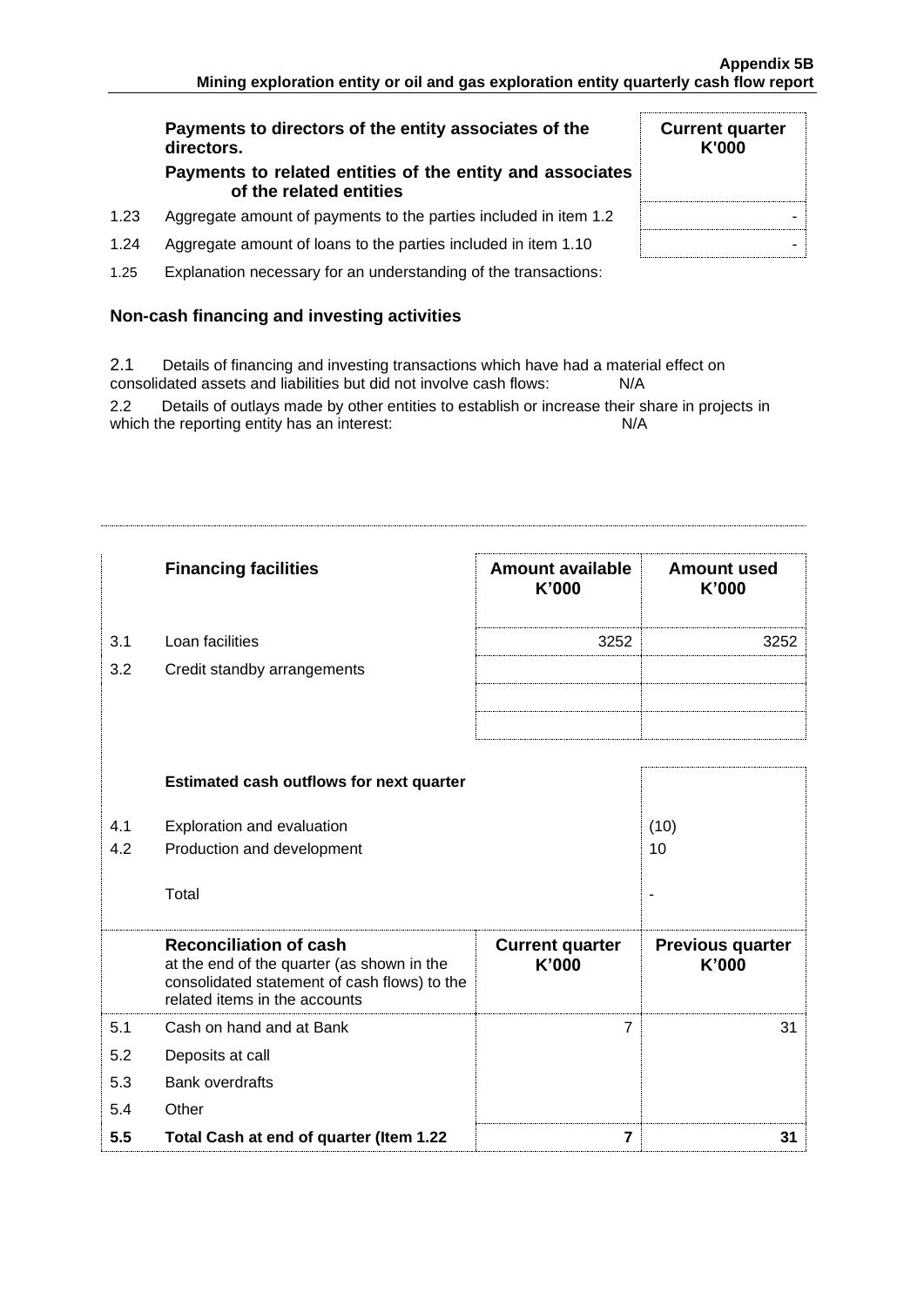| | Payments to directors of the entity associates of the directors. **Payments to related entities of the entity and associates of the related entities** | **Current quarter K'000** |
|---|---|---|
| 1.23 | Aggregate amount of payments to the parties included in item 1.2 | - |
| 1.24 | Aggregate amount of loans to the parties included in item 1.10 | - |

1.25 Explanation necessary for an understanding of the transactions:

## Non-cash financing and investing activities

2.1 Details of financing and investing transactions which have had a material effect on consolidated assets and liabilities but did not involve cash flows: N/A

2.2 Details of outlays made by other entities to establish or increase their share in projects in which the reporting entity has an interest: N/A

| | **Financing facilities** | **Amount available K'000** | **Amount used K'000** |
|---|---|---|---|
| 3.1 | Loan facilities | 3252 | 3252 |
| 3.2 | Credit standby arrangements | | |
| | | | |
| | | | |

| | **Estimated cash outflows for next quarter** | |
|---|---|---|
| 4.1 | Exploration and evaluation | (10) |
| 4.2 | Production and development | 10 |
| | Total | - |

| | **Reconciliation of cash** at the end of the quarter (as shown in the consolidated statement of cash flows) to the related items in the accounts | **Current quarter K'000** | **Previous quarter K'000** |
|---|---|---|---|
| 5.1 | Cash on hand and at Bank | 7 | 31 |
| 5.2 | Deposits at call | | |
| 5.3 | Bank overdrafts | | |
| 5.4 | Other | | |
| **5.5** | **Total Cash at end of quarter (Item 1.22** | **7** | **31** |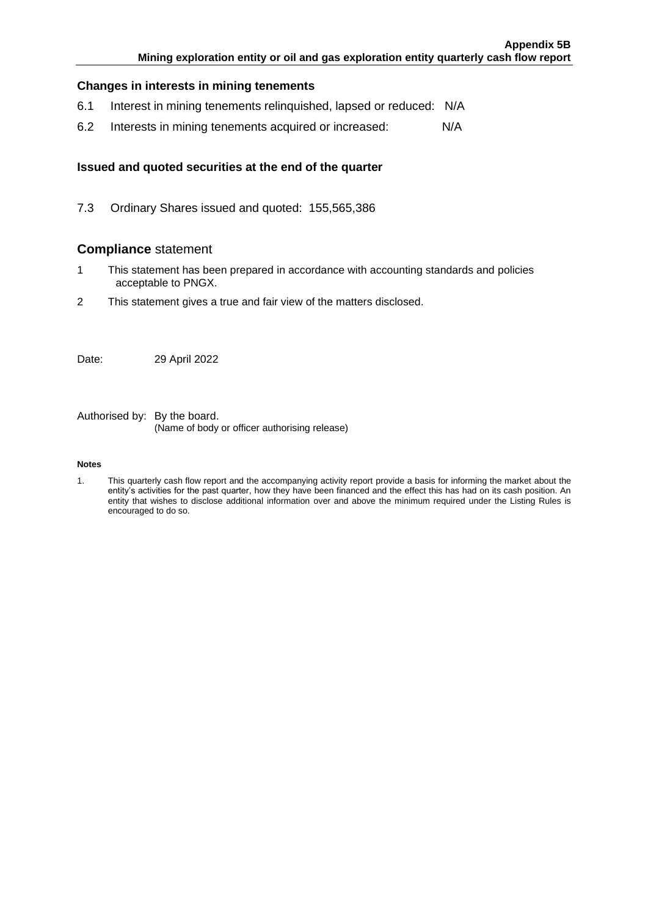### Changes in interests in mining tenements

6.1 Interest in mining tenements relinquished, lapsed or reduced: N/A

6.2 Interests in mining tenements acquired or increased: N/A

### Issued and quoted securities at the end of the quarter

7.3 Ordinary Shares issued and quoted: 155,565,386

## **Compliance** statement

1 This statement has been prepared in accordance with accounting standards and policies acceptable to PNGX.

2 This statement gives a true and fair view of the matters disclosed.

Date: 29 April 2022

Authorised by: By the board.
(Name of body or officer authorising release)

**Notes**

1. This quarterly cash flow report and the accompanying activity report provide a basis for informing the market about the entity's activities for the past quarter, how they have been financed and the effect this has had on its cash position. An entity that wishes to disclose additional information over and above the minimum required under the Listing Rules is encouraged to do so.